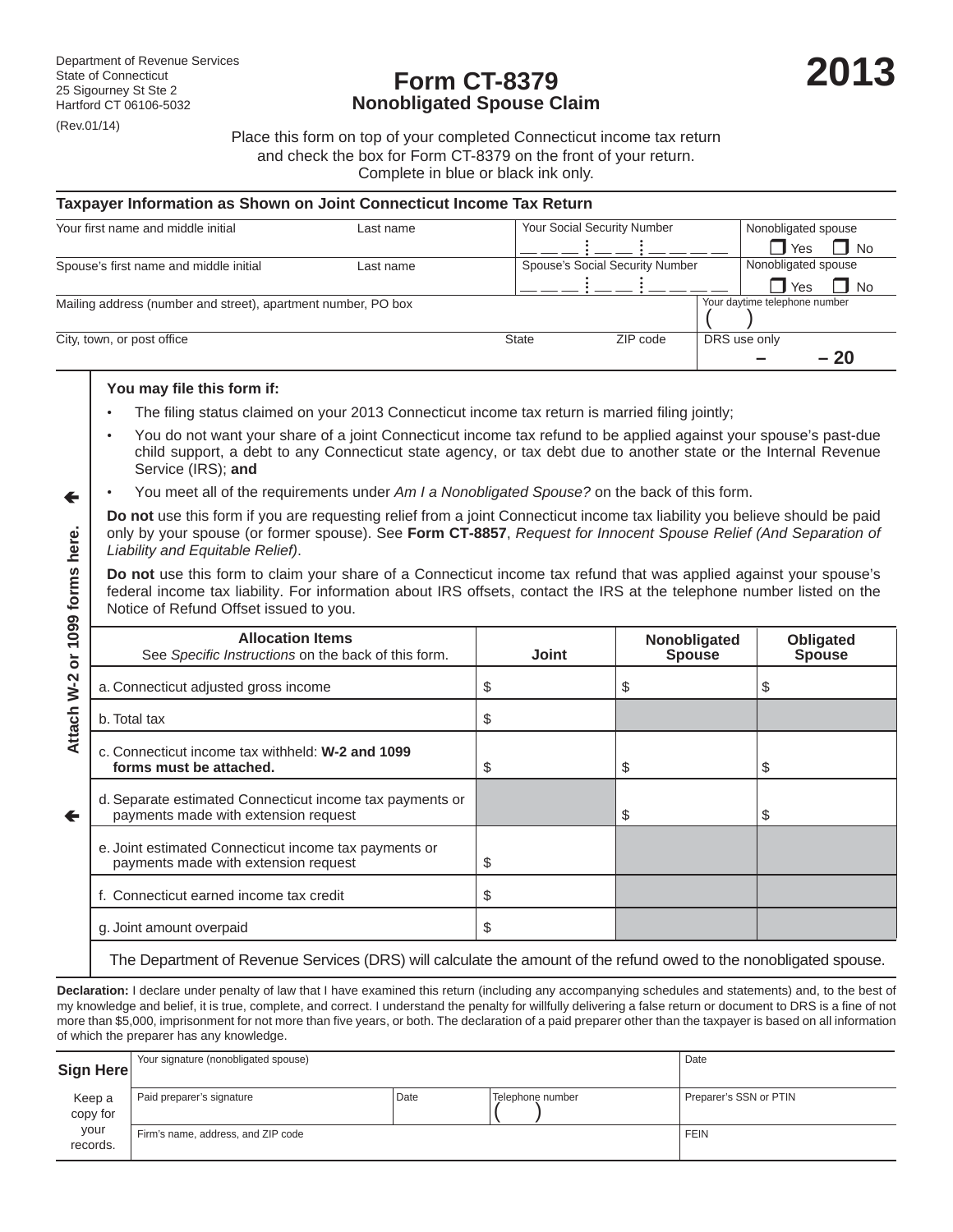Department of Revenue Services
State of Connecticut
25 Sigourney St Ste 2
Hartford CT 06106-5032

(Rev.01/14)

# Form CT-8379
## Nonobligated Spouse Claim

# 2013

Place this form on top of your completed Connecticut income tax return and check the box for Form CT-8379 on the front of your return.
Complete in blue or black ink only.

### Taxpayer Information as Shown on Joint Connecticut Income Tax Return

| Your first name and middle initial | Last name | Your Social Security Number | Nonobligated spouse ☐ Yes ☐ No |
|---|---|---|---|
| Spouse's first name and middle initial | Last name | Spouse's Social Security Number | Nonobligated spouse ☐ Yes ☐ No |
| Mailing address (number and street), apartment number, PO box | | | Your daytime telephone number ( ) |
| City, town, or post office | State | ZIP code | DRS use only – – 20 |

Attach W-2 or 1099 forms here.

**You may file this form if:**

- The filing status claimed on your 2013 Connecticut income tax return is married filing jointly;
- You do not want your share of a joint Connecticut income tax refund to be applied against your spouse's past-due child support, a debt to any Connecticut state agency, or tax debt due to another state or the Internal Revenue Service (IRS); **and**
- You meet all of the requirements under *Am I a Nonobligated Spouse?* on the back of this form.

**Do not** use this form if you are requesting relief from a joint Connecticut income tax liability you believe should be paid only by your spouse (or former spouse). See **Form CT-8857**, *Request for Innocent Spouse Relief (And Separation of Liability and Equitable Relief)*.

**Do not** use this form to claim your share of a Connecticut income tax refund that was applied against your spouse's federal income tax liability. For information about IRS offsets, contact the IRS at the telephone number listed on the Notice of Refund Offset issued to you.

| **Allocation Items** See *Specific Instructions* on the back of this form. | **Joint** | **Nonobligated Spouse** | **Obligated Spouse** |
|---|---|---|---|
| a. Connecticut adjusted gross income | $ | $ | $ |
| b. Total tax | $ | | |
| c. Connecticut income tax withheld: **W-2 and 1099 forms must be attached.** | $ | $ | $ |
| d. Separate estimated Connecticut income tax payments or payments made with extension request | | $ | $ |
| e. Joint estimated Connecticut income tax payments or payments made with extension request | $ | | |
| f. Connecticut earned income tax credit | $ | | |
| g. Joint amount overpaid | $ | | |

The Department of Revenue Services (DRS) will calculate the amount of the refund owed to the nonobligated spouse.

**Declaration:** I declare under penalty of law that I have examined this return (including any accompanying schedules and statements) and, to the best of my knowledge and belief, it is true, complete, and correct. I understand the penalty for willfully delivering a false return or document to DRS is a fine of not more than $5,000, imprisonment for not more than five years, or both. The declaration of a paid preparer other than the taxpayer is based on all information of which the preparer has any knowledge.

| **Sign Here** | Your signature (nonobligated spouse) | | | Date |
|---|---|---|---|---|
| Keep a copy for your records. | Paid preparer's signature | Date | Telephone number ( ) | Preparer's SSN or PTIN |
| | Firm's name, address, and ZIP code | | | FEIN |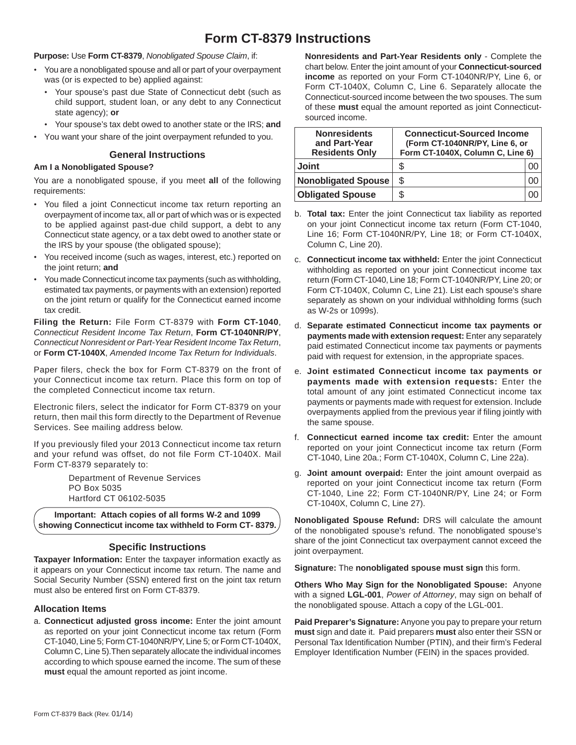# Form CT-8379 Instructions

**Purpose:** Use **Form CT-8379**, *Nonobligated Spouse Claim*, if:

- You are a nonobligated spouse and all or part of your overpayment was (or is expected to be) applied against:
  - Your spouse's past due State of Connecticut debt (such as child support, student loan, or any debt to any Connecticut state agency); **or**
  - Your spouse's tax debt owed to another state or the IRS; **and**
- You want your share of the joint overpayment refunded to you.

## General Instructions

### Am I a Nonobligated Spouse?

You are a nonobligated spouse, if you meet **all** of the following requirements:

- You filed a joint Connecticut income tax return reporting an overpayment of income tax, all or part of which was or is expected to be applied against past-due child support, a debt to any Connecticut state agency, or a tax debt owed to another state or the IRS by your spouse (the obligated spouse);
- You received income (such as wages, interest, etc.) reported on the joint return; **and**
- You made Connecticut income tax payments (such as withholding, estimated tax payments, or payments with an extension) reported on the joint return or qualify for the Connecticut earned income tax credit.

**Filing the Return:** File Form CT-8379 with **Form CT-1040**, *Connecticut Resident Income Tax Return*, **Form CT-1040NR/PY**, *Connecticut Nonresident or Part-Year Resident Income Tax Return*, or **Form CT-1040X**, *Amended Income Tax Return for Individuals*.

Paper filers, check the box for Form CT-8379 on the front of your Connecticut income tax return. Place this form on top of the completed Connecticut income tax return.

Electronic filers, select the indicator for Form CT-8379 on your return, then mail this form directly to the Department of Revenue Services. See mailing address below.

If you previously filed your 2013 Connecticut income tax return and your refund was offset, do not file Form CT-1040X. Mail Form CT-8379 separately to:

Department of Revenue Services
PO Box 5035
Hartford CT 06102-5035

**Important: Attach copies of all forms W-2 and 1099 showing Connecticut income tax withheld to Form CT- 8379.**

## Specific Instructions

**Taxpayer Information:** Enter the taxpayer information exactly as it appears on your Connecticut income tax return. The name and Social Security Number (SSN) entered first on the joint tax return must also be entered first on Form CT-8379.

### Allocation Items

a. **Connecticut adjusted gross income:** Enter the joint amount as reported on your joint Connecticut income tax return (Form CT-1040, Line 5; Form CT-1040NR/PY, Line 5; or Form CT-1040X, Column C, Line 5).Then separately allocate the individual incomes according to which spouse earned the income. The sum of these **must** equal the amount reported as joint income.

**Nonresidents and Part-Year Residents only** - Complete the chart below. Enter the joint amount of your **Connecticut-sourced income** as reported on your Form CT-1040NR/PY, Line 6, or Form CT-1040X, Column C, Line 6. Separately allocate the Connecticut-sourced income between the two spouses. The sum of these **must** equal the amount reported as joint Connecticut-sourced income.

| Nonresidents and Part-Year Residents Only | Connecticut-Sourced Income (Form CT-1040NR/PY, Line 6, or Form CT-1040X, Column C, Line 6) | |
|---|---|---|
| Joint | $ | 00 |
| Nonobligated Spouse | $ | 00 |
| Obligated Spouse | $ | 00 |

b. **Total tax:** Enter the joint Connecticut tax liability as reported on your joint Connecticut income tax return (Form CT-1040, Line 16; Form CT-1040NR/PY, Line 18; or Form CT-1040X, Column C, Line 20).

c. **Connecticut income tax withheld:** Enter the joint Connecticut withholding as reported on your joint Connecticut income tax return (Form CT-1040, Line 18; Form CT-1040NR/PY, Line 20; or Form CT-1040X, Column C, Line 21). List each spouse's share separately as shown on your individual withholding forms (such as W-2s or 1099s).

d. **Separate estimated Connecticut income tax payments or payments made with extension request:** Enter any separately paid estimated Connecticut income tax payments or payments paid with request for extension, in the appropriate spaces.

e. **Joint estimated Connecticut income tax payments or payments made with extension requests:** Enter the total amount of any joint estimated Connecticut income tax payments or payments made with request for extension. Include overpayments applied from the previous year if filing jointly with the same spouse.

f. **Connecticut earned income tax credit:** Enter the amount reported on your joint Connecticut income tax return (Form CT-1040, Line 20a.; Form CT-1040X, Column C, Line 22a).

g. **Joint amount overpaid:** Enter the joint amount overpaid as reported on your joint Connecticut income tax return (Form CT-1040, Line 22; Form CT-1040NR/PY, Line 24; or Form CT-1040X, Column C, Line 27).

**Nonobligated Spouse Refund:** DRS will calculate the amount of the nonobligated spouse's refund. The nonobligated spouse's share of the joint Connecticut tax overpayment cannot exceed the joint overpayment.

**Signature:** The **nonobligated spouse must sign** this form.

**Others Who May Sign for the Nonobligated Spouse:** Anyone with a signed **LGL-001**, *Power of Attorney*, may sign on behalf of the nonobligated spouse. Attach a copy of the LGL-001.

**Paid Preparer's Signature:** Anyone you pay to prepare your return **must** sign and date it. Paid preparers **must** also enter their SSN or Personal Tax Identification Number (PTIN), and their firm's Federal Employer Identification Number (FEIN) in the spaces provided.

Form CT-8379 Back (Rev. 01/14)